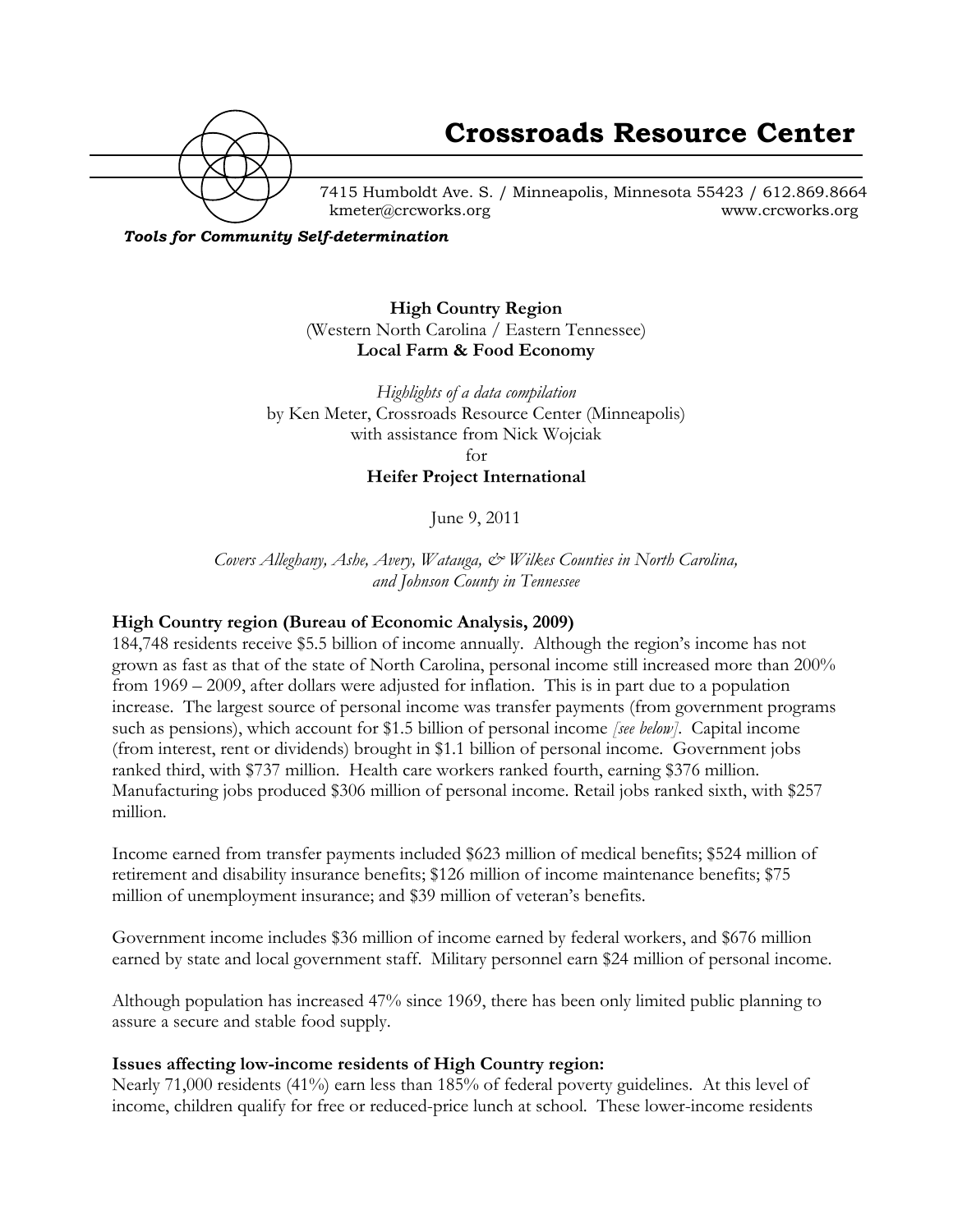# Crossroads Resource Center

7415 Humboldt Ave. S. / Minneapolis, Minnesota 55423 / 612.869.8664
kmeter@crcworks.org www.crcworks.org

***Tools for Community Self-determination***

**High Country Region**
(Western North Carolina / Eastern Tennessee)
**Local Farm & Food Economy**

*Highlights of a data compilation*
by Ken Meter, Crossroads Resource Center (Minneapolis)
with assistance from Nick Wojciak
for
**Heifer Project International**

June 9, 2011

*Covers Alleghany, Ashe, Avery, Watauga, & Wilkes Counties in North Carolina, and Johnson County in Tennessee*

**High Country region (Bureau of Economic Analysis, 2009)**

184,748 residents receive $5.5 billion of income annually. Although the region's income has not grown as fast as that of the state of North Carolina, personal income still increased more than 200% from 1969 – 2009, after dollars were adjusted for inflation. This is in part due to a population increase. The largest source of personal income was transfer payments (from government programs such as pensions), which account for $1.5 billion of personal income *[see below]*. Capital income (from interest, rent or dividends) brought in $1.1 billion of personal income. Government jobs ranked third, with $737 million. Health care workers ranked fourth, earning $376 million. Manufacturing jobs produced $306 million of personal income. Retail jobs ranked sixth, with $257 million.

Income earned from transfer payments included $623 million of medical benefits; $524 million of retirement and disability insurance benefits; $126 million of income maintenance benefits; $75 million of unemployment insurance; and $39 million of veteran's benefits.

Government income includes $36 million of income earned by federal workers, and $676 million earned by state and local government staff. Military personnel earn $24 million of personal income.

Although population has increased 47% since 1969, there has been only limited public planning to assure a secure and stable food supply.

**Issues affecting low-income residents of High Country region:**

Nearly 71,000 residents (41%) earn less than 185% of federal poverty guidelines. At this level of income, children qualify for free or reduced-price lunch at school. These lower-income residents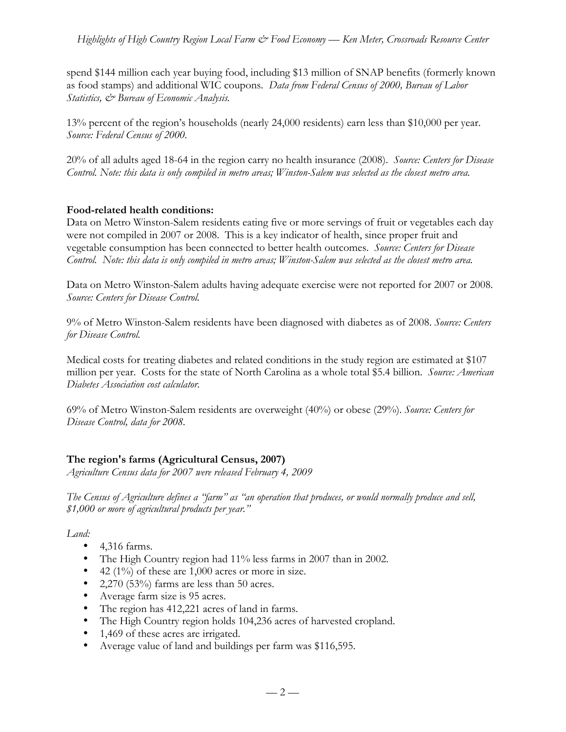spend $144 million each year buying food, including $13 million of SNAP benefits (formerly known as food stamps) and additional WIC coupons. *Data from Federal Census of 2000, Bureau of Labor Statistics, & Bureau of Economic Analysis.*

13% percent of the region's households (nearly 24,000 residents) earn less than $10,000 per year. *Source: Federal Census of 2000.*

20% of all adults aged 18-64 in the region carry no health insurance (2008). *Source: Centers for Disease Control. Note: this data is only compiled in metro areas; Winston-Salem was selected as the closest metro area.*

**Food-related health conditions:**

Data on Metro Winston-Salem residents eating five or more servings of fruit or vegetables each day were not compiled in 2007 or 2008. This is a key indicator of health, since proper fruit and vegetable consumption has been connected to better health outcomes. *Source: Centers for Disease Control. Note: this data is only compiled in metro areas; Winston-Salem was selected as the closest metro area.*

Data on Metro Winston-Salem adults having adequate exercise were not reported for 2007 or 2008. *Source: Centers for Disease Control.*

9% of Metro Winston-Salem residents have been diagnosed with diabetes as of 2008. *Source: Centers for Disease Control.*

Medical costs for treating diabetes and related conditions in the study region are estimated at $107 million per year. Costs for the state of North Carolina as a whole total $5.4 billion. *Source: American Diabetes Association cost calculator.*

69% of Metro Winston-Salem residents are overweight (40%) or obese (29%). *Source: Centers for Disease Control, data for 2008.*

**The region's farms (Agricultural Census, 2007)**

*Agriculture Census data for 2007 were released February 4, 2009*

*The Census of Agriculture defines a "farm" as "an operation that produces, or would normally produce and sell, $1,000 or more of agricultural products per year."*

*Land:*

- 4,316 farms.
- The High Country region had 11% less farms in 2007 than in 2002.
- 42 (1%) of these are 1,000 acres or more in size.
- 2,270 (53%) farms are less than 50 acres.
- Average farm size is 95 acres.
- The region has 412,221 acres of land in farms.
- The High Country region holds 104,236 acres of harvested cropland.
- 1,469 of these acres are irrigated.
- Average value of land and buildings per farm was $116,595.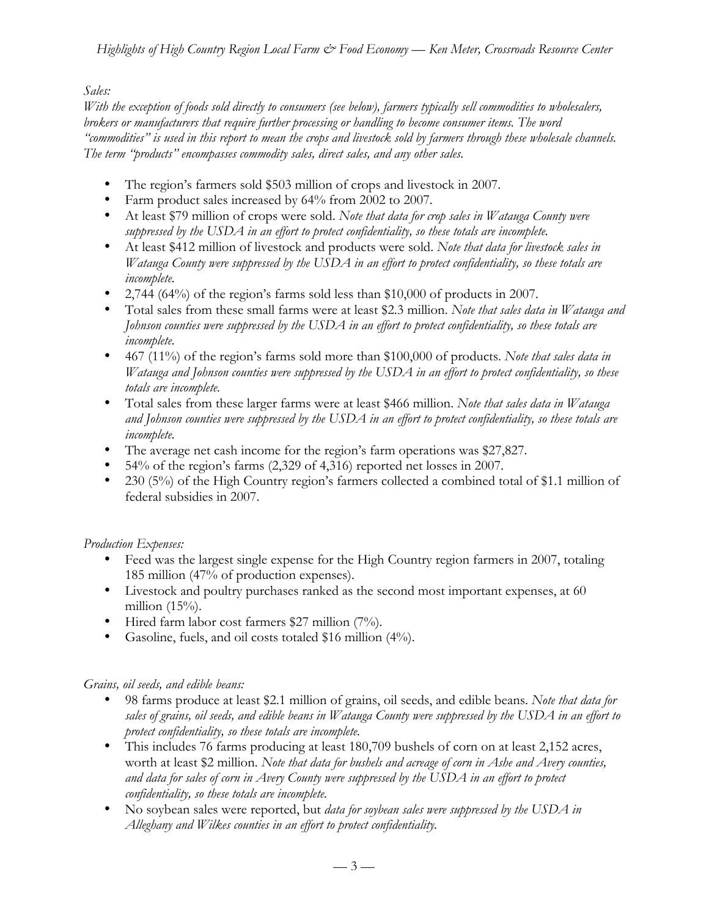*Sales:*

*With the exception of foods sold directly to consumers (see below), farmers typically sell commodities to wholesalers, brokers or manufacturers that require further processing or handling to become consumer items. The word "commodities" is used in this report to mean the crops and livestock sold by farmers through these wholesale channels. The term "products" encompasses commodity sales, direct sales, and any other sales.*

- The region's farmers sold $503 million of crops and livestock in 2007.
- Farm product sales increased by 64% from 2002 to 2007.
- At least $79 million of crops were sold. *Note that data for crop sales in Watauga County were suppressed by the USDA in an effort to protect confidentiality, so these totals are incomplete.*
- At least $412 million of livestock and products were sold. *Note that data for livestock sales in Watauga County were suppressed by the USDA in an effort to protect confidentiality, so these totals are incomplete.*
- 2,744 (64%) of the region's farms sold less than $10,000 of products in 2007.
- Total sales from these small farms were at least $2.3 million. *Note that sales data in Watauga and Johnson counties were suppressed by the USDA in an effort to protect confidentiality, so these totals are incomplete.*
- 467 (11%) of the region's farms sold more than $100,000 of products. *Note that sales data in Watauga and Johnson counties were suppressed by the USDA in an effort to protect confidentiality, so these totals are incomplete.*
- Total sales from these larger farms were at least $466 million. *Note that sales data in Watauga and Johnson counties were suppressed by the USDA in an effort to protect confidentiality, so these totals are incomplete.*
- The average net cash income for the region's farm operations was $27,827.
- 54% of the region's farms (2,329 of 4,316) reported net losses in 2007.
- 230 (5%) of the High Country region's farmers collected a combined total of $1.1 million of federal subsidies in 2007.

*Production Expenses:*

- Feed was the largest single expense for the High Country region farmers in 2007, totaling 185 million (47% of production expenses).
- Livestock and poultry purchases ranked as the second most important expenses, at 60 million (15%).
- Hired farm labor cost farmers $27 million (7%).
- Gasoline, fuels, and oil costs totaled $16 million (4%).

*Grains, oil seeds, and edible beans:*

- 98 farms produce at least $2.1 million of grains, oil seeds, and edible beans. *Note that data for sales of grains, oil seeds, and edible beans in Watauga County were suppressed by the USDA in an effort to protect confidentiality, so these totals are incomplete.*
- This includes 76 farms producing at least 180,709 bushels of corn on at least 2,152 acres, worth at least $2 million. *Note that data for bushels and acreage of corn in Ashe and Avery counties, and data for sales of corn in Avery County were suppressed by the USDA in an effort to protect confidentiality, so these totals are incomplete.*
- No soybean sales were reported, but *data for soybean sales were suppressed by the USDA in Alleghany and Wilkes counties in an effort to protect confidentiality.*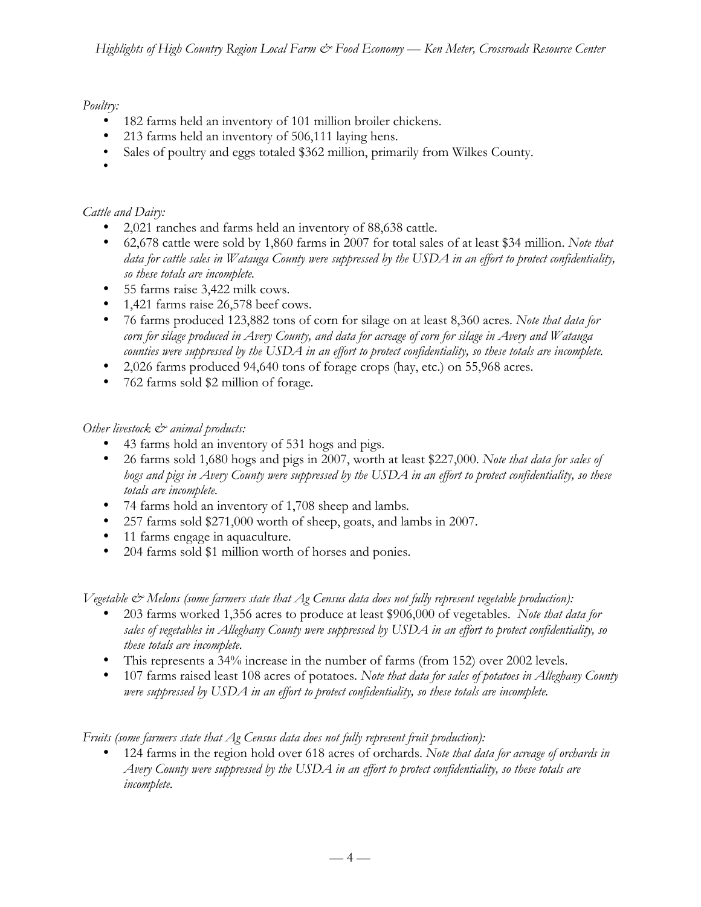*Poultry:*

- 182 farms held an inventory of 101 million broiler chickens.
- 213 farms held an inventory of 506,111 laying hens.
- Sales of poultry and eggs totaled $362 million, primarily from Wilkes County.
-

*Cattle and Dairy:*

- 2,021 ranches and farms held an inventory of 88,638 cattle.
- 62,678 cattle were sold by 1,860 farms in 2007 for total sales of at least $34 million. *Note that data for cattle sales in Watauga County were suppressed by the USDA in an effort to protect confidentiality, so these totals are incomplete.*
- 55 farms raise 3,422 milk cows.
- 1,421 farms raise 26,578 beef cows.
- 76 farms produced 123,882 tons of corn for silage on at least 8,360 acres. *Note that data for corn for silage produced in Avery County, and data for acreage of corn for silage in Avery and Watauga counties were suppressed by the USDA in an effort to protect confidentiality, so these totals are incomplete.*
- 2,026 farms produced 94,640 tons of forage crops (hay, etc.) on 55,968 acres.
- 762 farms sold $2 million of forage.

*Other livestock & animal products:*

- 43 farms hold an inventory of 531 hogs and pigs.
- 26 farms sold 1,680 hogs and pigs in 2007, worth at least $227,000. *Note that data for sales of hogs and pigs in Avery County were suppressed by the USDA in an effort to protect confidentiality, so these totals are incomplete.*
- 74 farms hold an inventory of 1,708 sheep and lambs.
- 257 farms sold $271,000 worth of sheep, goats, and lambs in 2007.
- 11 farms engage in aquaculture.
- 204 farms sold $1 million worth of horses and ponies.

*Vegetable & Melons (some farmers state that Ag Census data does not fully represent vegetable production):*

- 203 farms worked 1,356 acres to produce at least $906,000 of vegetables. *Note that data for sales of vegetables in Alleghany County were suppressed by USDA in an effort to protect confidentiality, so these totals are incomplete.*
- This represents a 34% increase in the number of farms (from 152) over 2002 levels.
- 107 farms raised least 108 acres of potatoes. *Note that data for sales of potatoes in Alleghany County were suppressed by USDA in an effort to protect confidentiality, so these totals are incomplete.*

*Fruits (some farmers state that Ag Census data does not fully represent fruit production):*

- 124 farms in the region hold over 618 acres of orchards. *Note that data for acreage of orchards in Avery County were suppressed by the USDA in an effort to protect confidentiality, so these totals are incomplete.*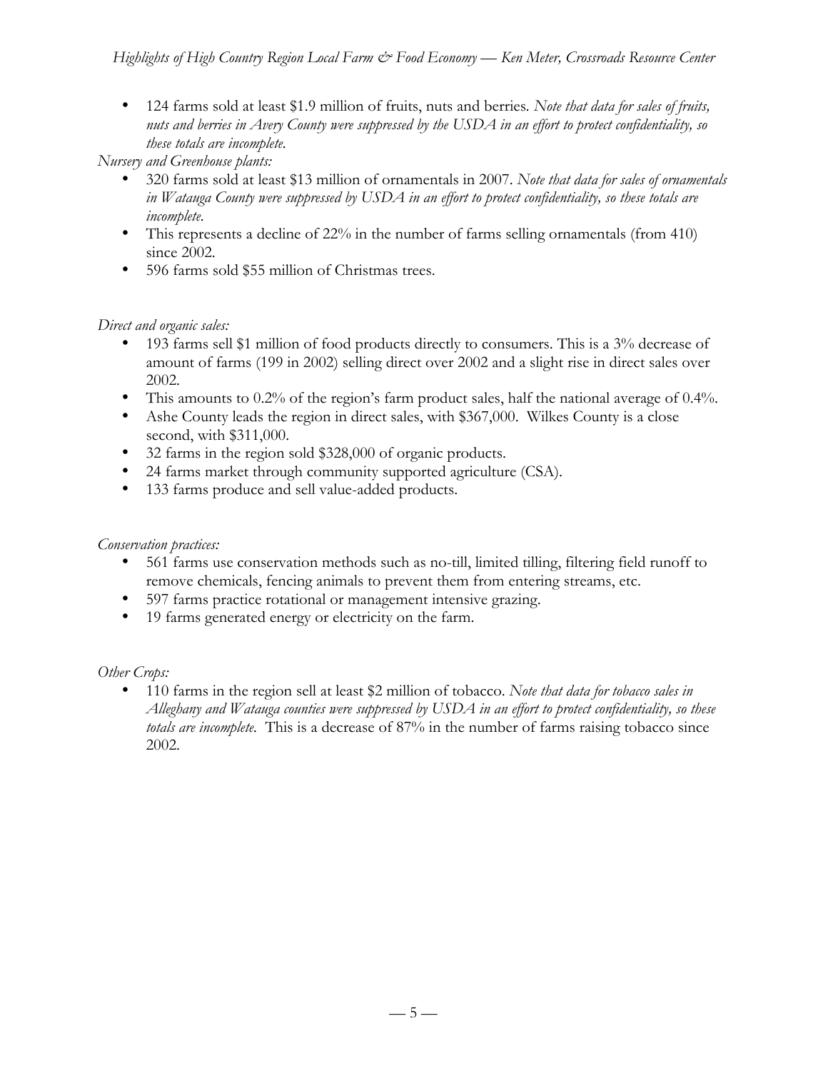- 124 farms sold at least \$1.9 million of fruits, nuts and berries. *Note that data for sales of fruits, nuts and berries in Avery County were suppressed by the USDA in an effort to protect confidentiality, so these totals are incomplete.*

*Nursery and Greenhouse plants:*

- 320 farms sold at least \$13 million of ornamentals in 2007. *Note that data for sales of ornamentals in Watauga County were suppressed by USDA in an effort to protect confidentiality, so these totals are incomplete.*
- This represents a decline of 22% in the number of farms selling ornamentals (from 410) since 2002.
- 596 farms sold \$55 million of Christmas trees.

*Direct and organic sales:*

- 193 farms sell \$1 million of food products directly to consumers. This is a 3% decrease of amount of farms (199 in 2002) selling direct over 2002 and a slight rise in direct sales over 2002.
- This amounts to 0.2% of the region's farm product sales, half the national average of 0.4%.
- Ashe County leads the region in direct sales, with \$367,000. Wilkes County is a close second, with \$311,000.
- 32 farms in the region sold \$328,000 of organic products.
- 24 farms market through community supported agriculture (CSA).
- 133 farms produce and sell value-added products.

*Conservation practices:*

- 561 farms use conservation methods such as no-till, limited tilling, filtering field runoff to remove chemicals, fencing animals to prevent them from entering streams, etc.
- 597 farms practice rotational or management intensive grazing.
- 19 farms generated energy or electricity on the farm.

*Other Crops:*

- 110 farms in the region sell at least \$2 million of tobacco. *Note that data for tobacco sales in Alleghany and Watauga counties were suppressed by USDA in an effort to protect confidentiality, so these totals are incomplete.* This is a decrease of 87% in the number of farms raising tobacco since 2002.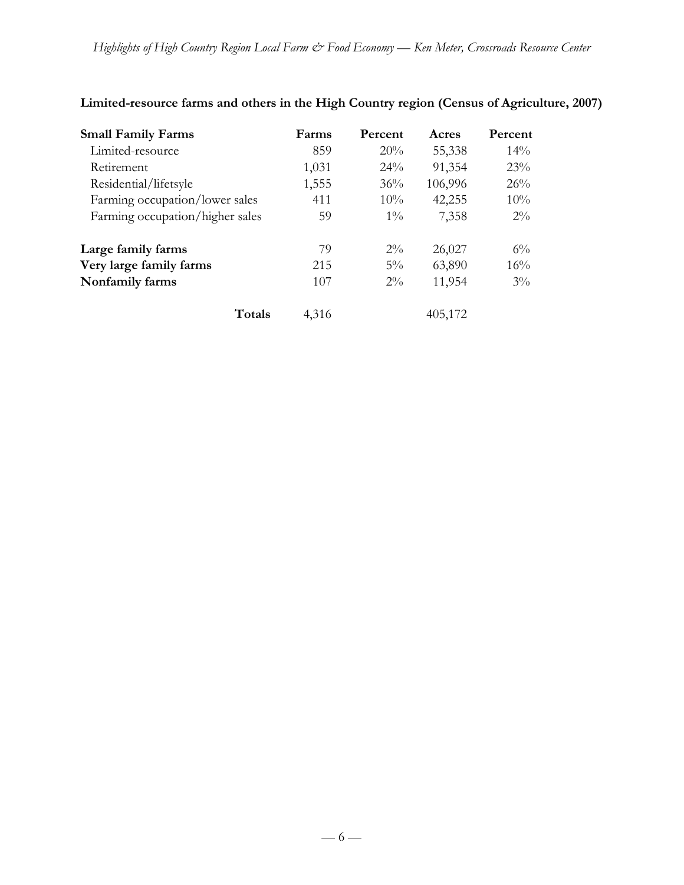**Limited-resource farms and others in the High Country region (Census of Agriculture, 2007)**

| **Small Family Farms** | **Farms** | **Percent** | **Acres** | **Percent** |
|---|---|---|---|---|
| Limited-resource | 859 | 20% | 55,338 | 14% |
| Retirement | 1,031 | 24% | 91,354 | 23% |
| Residential/lifetsyle | 1,555 | 36% | 106,996 | 26% |
| Farming occupation/lower sales | 411 | 10% | 42,255 | 10% |
| Farming occupation/higher sales | 59 | 1% | 7,358 | 2% |
| **Large family farms** | 79 | 2% | 26,027 | 6% |
| **Very large family farms** | 215 | 5% | 63,890 | 16% |
| **Nonfamily farms** | 107 | 2% | 11,954 | 3% |
| **Totals** | 4,316 | | 405,172 | |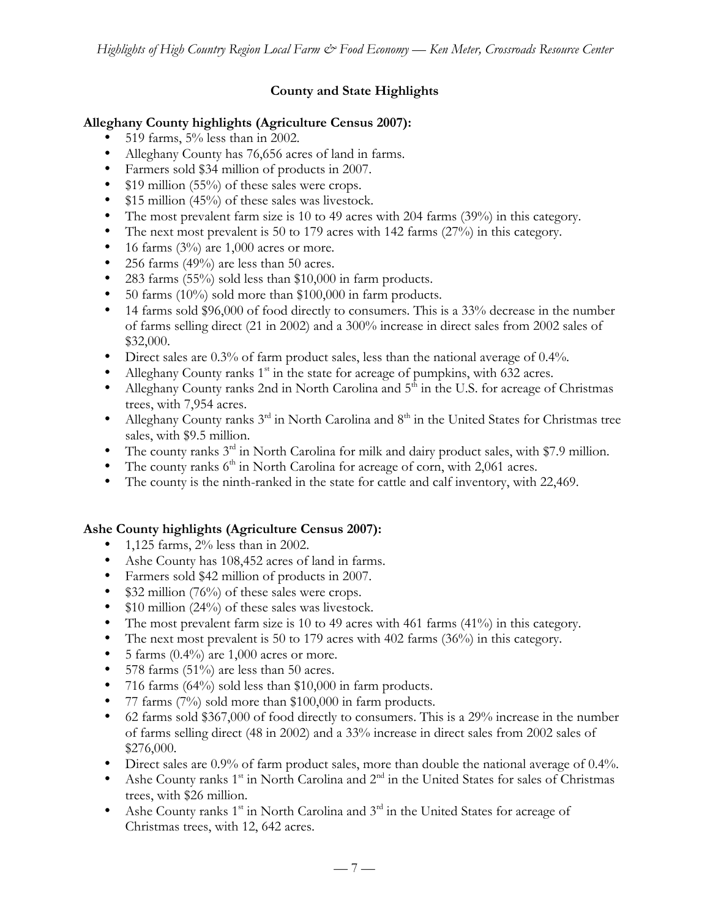## County and State Highlights

**Alleghany County highlights (Agriculture Census 2007):**

- 519 farms, 5% less than in 2002.
- Alleghany County has 76,656 acres of land in farms.
- Farmers sold $34 million of products in 2007.
- $19 million (55%) of these sales were crops.
- $15 million (45%) of these sales was livestock.
- The most prevalent farm size is 10 to 49 acres with 204 farms (39%) in this category.
- The next most prevalent is 50 to 179 acres with 142 farms (27%) in this category.
- 16 farms (3%) are 1,000 acres or more.
- 256 farms (49%) are less than 50 acres.
- 283 farms (55%) sold less than $10,000 in farm products.
- 50 farms (10%) sold more than $100,000 in farm products.
- 14 farms sold $96,000 of food directly to consumers. This is a 33% decrease in the number of farms selling direct (21 in 2002) and a 300% increase in direct sales from 2002 sales of $32,000.
- Direct sales are 0.3% of farm product sales, less than the national average of 0.4%.
- Alleghany County ranks 1st in the state for acreage of pumpkins, with 632 acres.
- Alleghany County ranks 2nd in North Carolina and 5th in the U.S. for acreage of Christmas trees, with 7,954 acres.
- Alleghany County ranks 3rd in North Carolina and 8th in the United States for Christmas tree sales, with $9.5 million.
- The county ranks 3rd in North Carolina for milk and dairy product sales, with $7.9 million.
- The county ranks 6th in North Carolina for acreage of corn, with 2,061 acres.
- The county is the ninth-ranked in the state for cattle and calf inventory, with 22,469.

**Ashe County highlights (Agriculture Census 2007):**

- 1,125 farms, 2% less than in 2002.
- Ashe County has 108,452 acres of land in farms.
- Farmers sold $42 million of products in 2007.
- $32 million (76%) of these sales were crops.
- $10 million (24%) of these sales was livestock.
- The most prevalent farm size is 10 to 49 acres with 461 farms (41%) in this category.
- The next most prevalent is 50 to 179 acres with 402 farms (36%) in this category.
- 5 farms (0.4%) are 1,000 acres or more.
- 578 farms (51%) are less than 50 acres.
- 716 farms (64%) sold less than $10,000 in farm products.
- 77 farms (7%) sold more than $100,000 in farm products.
- 62 farms sold $367,000 of food directly to consumers. This is a 29% increase in the number of farms selling direct (48 in 2002) and a 33% increase in direct sales from 2002 sales of $276,000.
- Direct sales are 0.9% of farm product sales, more than double the national average of 0.4%.
- Ashe County ranks 1st in North Carolina and 2nd in the United States for sales of Christmas trees, with $26 million.
- Ashe County ranks 1st in North Carolina and 3rd in the United States for acreage of Christmas trees, with 12, 642 acres.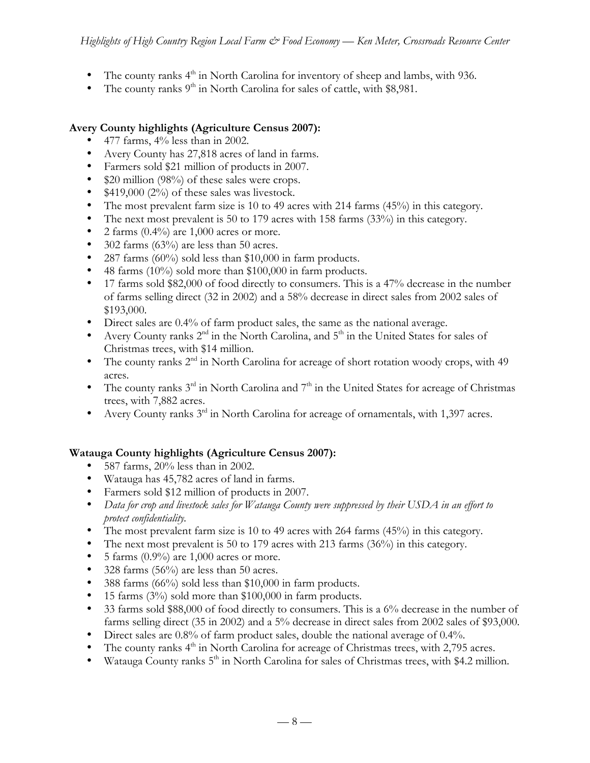- The county ranks 4th in North Carolina for inventory of sheep and lambs, with 936.
- The county ranks 9th in North Carolina for sales of cattle, with $8,981.

**Avery County highlights (Agriculture Census 2007):**

- 477 farms, 4% less than in 2002.
- Avery County has 27,818 acres of land in farms.
- Farmers sold $21 million of products in 2007.
- $20 million (98%) of these sales were crops.
- $419,000 (2%) of these sales was livestock.
- The most prevalent farm size is 10 to 49 acres with 214 farms (45%) in this category.
- The next most prevalent is 50 to 179 acres with 158 farms (33%) in this category.
- 2 farms (0.4%) are 1,000 acres or more.
- 302 farms (63%) are less than 50 acres.
- 287 farms (60%) sold less than $10,000 in farm products.
- 48 farms (10%) sold more than $100,000 in farm products.
- 17 farms sold $82,000 of food directly to consumers. This is a 47% decrease in the number of farms selling direct (32 in 2002) and a 58% decrease in direct sales from 2002 sales of $193,000.
- Direct sales are 0.4% of farm product sales, the same as the national average.
- Avery County ranks 2nd in the North Carolina, and 5th in the United States for sales of Christmas trees, with $14 million.
- The county ranks 2nd in North Carolina for acreage of short rotation woody crops, with 49 acres.
- The county ranks 3rd in North Carolina and 7th in the United States for acreage of Christmas trees, with 7,882 acres.
- Avery County ranks 3rd in North Carolina for acreage of ornamentals, with 1,397 acres.

**Watauga County highlights (Agriculture Census 2007):**

- 587 farms, 20% less than in 2002.
- Watauga has 45,782 acres of land in farms.
- Farmers sold $12 million of products in 2007.
- *Data for crop and livestock sales for Watauga County were suppressed by their USDA in an effort to protect confidentiality.*
- The most prevalent farm size is 10 to 49 acres with 264 farms (45%) in this category.
- The next most prevalent is 50 to 179 acres with 213 farms (36%) in this category.
- 5 farms (0.9%) are 1,000 acres or more.
- 328 farms (56%) are less than 50 acres.
- 388 farms (66%) sold less than $10,000 in farm products.
- 15 farms (3%) sold more than $100,000 in farm products.
- 33 farms sold $88,000 of food directly to consumers. This is a 6% decrease in the number of farms selling direct (35 in 2002) and a 5% decrease in direct sales from 2002 sales of $93,000.
- Direct sales are 0.8% of farm product sales, double the national average of 0.4%.
- The county ranks 4th in North Carolina for acreage of Christmas trees, with 2,795 acres.
- Watauga County ranks 5th in North Carolina for sales of Christmas trees, with $4.2 million.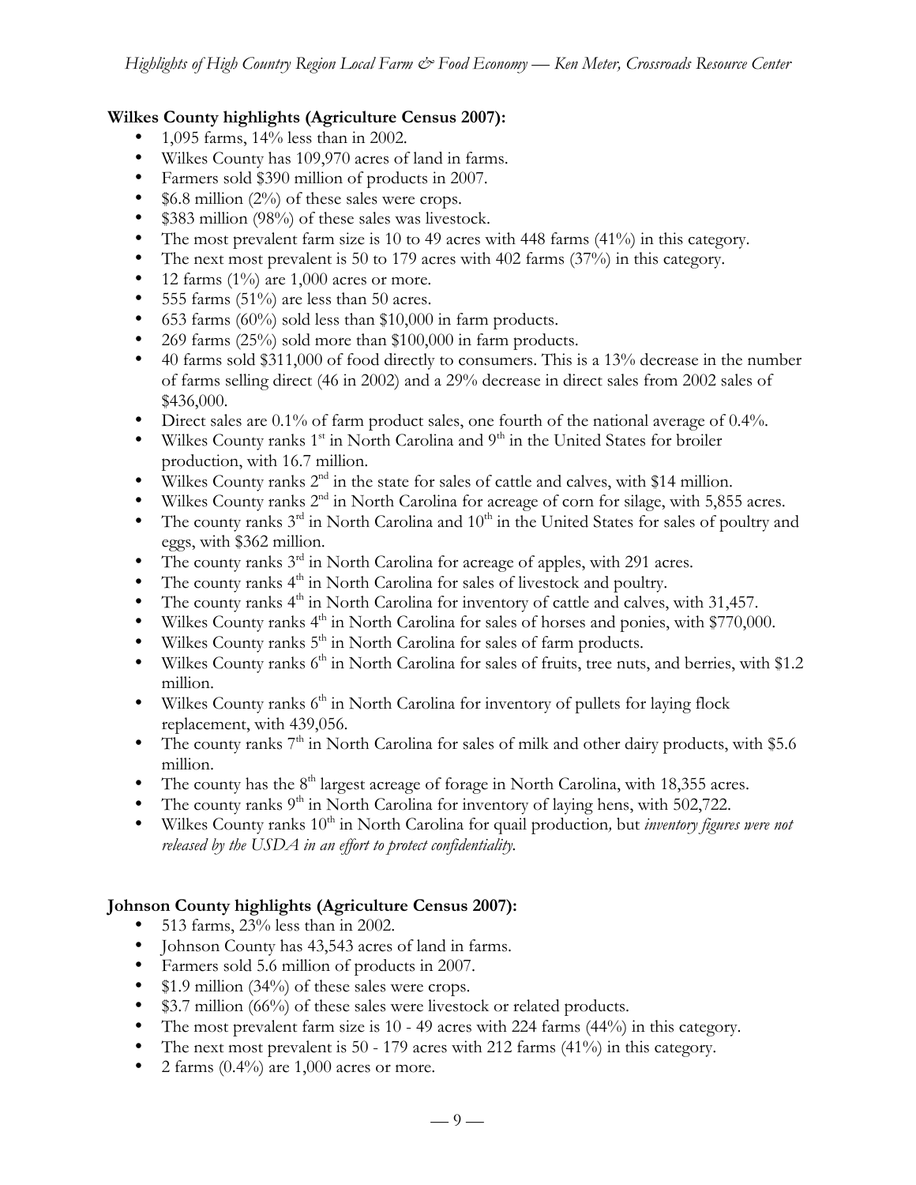**Wilkes County highlights (Agriculture Census 2007):**

- 1,095 farms, 14% less than in 2002.
- Wilkes County has 109,970 acres of land in farms.
- Farmers sold $390 million of products in 2007.
- $6.8 million (2%) of these sales were crops.
- $383 million (98%) of these sales was livestock.
- The most prevalent farm size is 10 to 49 acres with 448 farms (41%) in this category.
- The next most prevalent is 50 to 179 acres with 402 farms (37%) in this category.
- 12 farms (1%) are 1,000 acres or more.
- 555 farms (51%) are less than 50 acres.
- 653 farms (60%) sold less than $10,000 in farm products.
- 269 farms (25%) sold more than $100,000 in farm products.
- 40 farms sold $311,000 of food directly to consumers. This is a 13% decrease in the number of farms selling direct (46 in 2002) and a 29% decrease in direct sales from 2002 sales of $436,000.
- Direct sales are 0.1% of farm product sales, one fourth of the national average of 0.4%.
- Wilkes County ranks 1st in North Carolina and 9th in the United States for broiler production, with 16.7 million.
- Wilkes County ranks 2nd in the state for sales of cattle and calves, with $14 million.
- Wilkes County ranks 2nd in North Carolina for acreage of corn for silage, with 5,855 acres.
- The county ranks 3rd in North Carolina and 10th in the United States for sales of poultry and eggs, with $362 million.
- The county ranks 3rd in North Carolina for acreage of apples, with 291 acres.
- The county ranks 4th in North Carolina for sales of livestock and poultry.
- The county ranks 4th in North Carolina for inventory of cattle and calves, with 31,457.
- Wilkes County ranks 4th in North Carolina for sales of horses and ponies, with $770,000.
- Wilkes County ranks 5th in North Carolina for sales of farm products.
- Wilkes County ranks 6th in North Carolina for sales of fruits, tree nuts, and berries, with $1.2 million.
- Wilkes County ranks 6th in North Carolina for inventory of pullets for laying flock replacement, with 439,056.
- The county ranks 7th in North Carolina for sales of milk and other dairy products, with $5.6 million.
- The county has the 8th largest acreage of forage in North Carolina, with 18,355 acres.
- The county ranks 9th in North Carolina for inventory of laying hens, with 502,722.
- Wilkes County ranks 10th in North Carolina for quail production, but *inventory figures were not released by the USDA in an effort to protect confidentiality.*

**Johnson County highlights (Agriculture Census 2007):**

- 513 farms, 23% less than in 2002.
- Johnson County has 43,543 acres of land in farms.
- Farmers sold 5.6 million of products in 2007.
- $1.9 million (34%) of these sales were crops.
- $3.7 million (66%) of these sales were livestock or related products.
- The most prevalent farm size is 10 - 49 acres with 224 farms (44%) in this category.
- The next most prevalent is 50 - 179 acres with 212 farms (41%) in this category.
- 2 farms (0.4%) are 1,000 acres or more.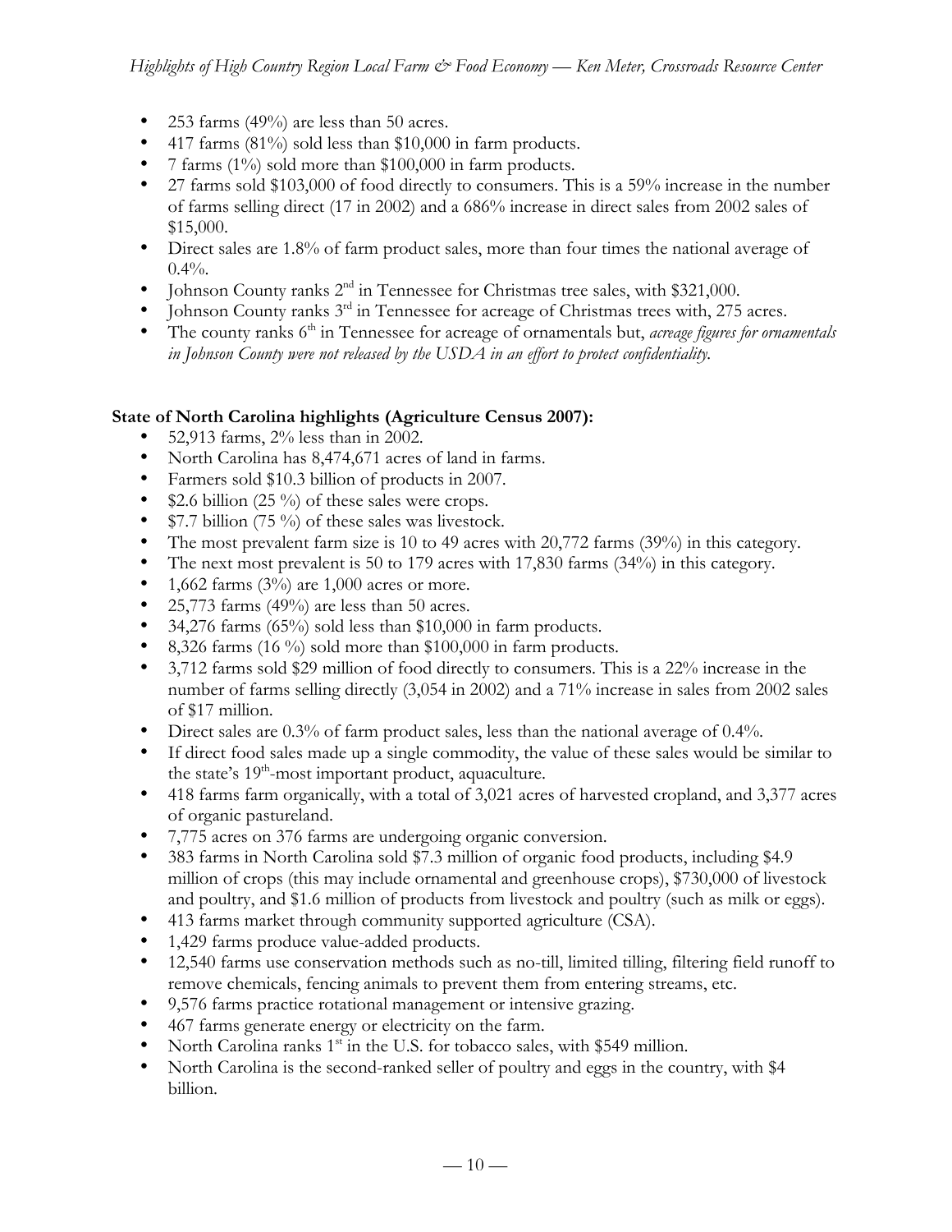- 253 farms (49%) are less than 50 acres.
- 417 farms (81%) sold less than $10,000 in farm products.
- 7 farms (1%) sold more than $100,000 in farm products.
- 27 farms sold $103,000 of food directly to consumers. This is a 59% increase in the number of farms selling direct (17 in 2002) and a 686% increase in direct sales from 2002 sales of $15,000.
- Direct sales are 1.8% of farm product sales, more than four times the national average of 0.4%.
- Johnson County ranks 2nd in Tennessee for Christmas tree sales, with $321,000.
- Johnson County ranks 3rd in Tennessee for acreage of Christmas trees with, 275 acres.
- The county ranks 6th in Tennessee for acreage of ornamentals but, *acreage figures for ornamentals in Johnson County were not released by the USDA in an effort to protect confidentiality.*

**State of North Carolina highlights (Agriculture Census 2007):**

- 52,913 farms, 2% less than in 2002.
- North Carolina has 8,474,671 acres of land in farms.
- Farmers sold $10.3 billion of products in 2007.
- $2.6 billion (25 %) of these sales were crops.
- $7.7 billion (75 %) of these sales was livestock.
- The most prevalent farm size is 10 to 49 acres with 20,772 farms (39%) in this category.
- The next most prevalent is 50 to 179 acres with 17,830 farms (34%) in this category.
- 1,662 farms (3%) are 1,000 acres or more.
- 25,773 farms (49%) are less than 50 acres.
- 34,276 farms (65%) sold less than $10,000 in farm products.
- 8,326 farms (16 %) sold more than $100,000 in farm products.
- 3,712 farms sold $29 million of food directly to consumers. This is a 22% increase in the number of farms selling directly (3,054 in 2002) and a 71% increase in sales from 2002 sales of $17 million.
- Direct sales are 0.3% of farm product sales, less than the national average of 0.4%.
- If direct food sales made up a single commodity, the value of these sales would be similar to the state's 19th-most important product, aquaculture.
- 418 farms farm organically, with a total of 3,021 acres of harvested cropland, and 3,377 acres of organic pastureland.
- 7,775 acres on 376 farms are undergoing organic conversion.
- 383 farms in North Carolina sold $7.3 million of organic food products, including $4.9 million of crops (this may include ornamental and greenhouse crops), $730,000 of livestock and poultry, and $1.6 million of products from livestock and poultry (such as milk or eggs).
- 413 farms market through community supported agriculture (CSA).
- 1,429 farms produce value-added products.
- 12,540 farms use conservation methods such as no-till, limited tilling, filtering field runoff to remove chemicals, fencing animals to prevent them from entering streams, etc.
- 9,576 farms practice rotational management or intensive grazing.
- 467 farms generate energy or electricity on the farm.
- North Carolina ranks 1st in the U.S. for tobacco sales, with $549 million.
- North Carolina is the second-ranked seller of poultry and eggs in the country, with $4 billion.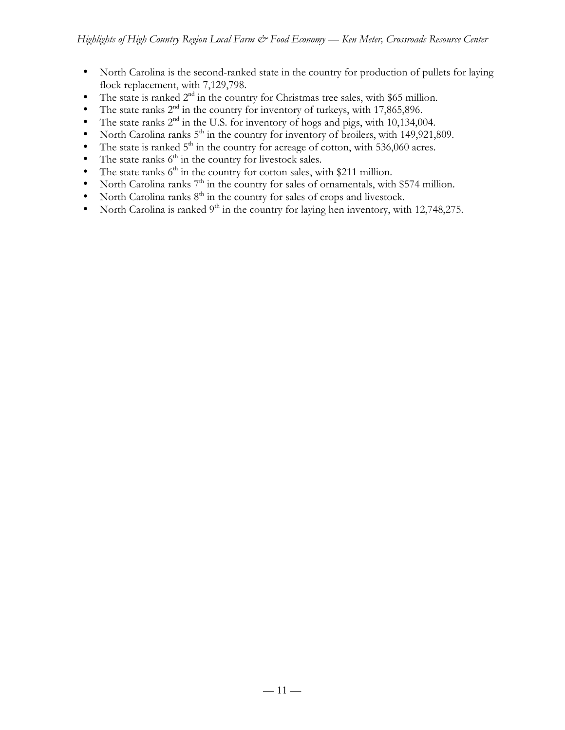- North Carolina is the second-ranked state in the country for production of pullets for laying flock replacement, with 7,129,798.
- The state is ranked 2nd in the country for Christmas tree sales, with $65 million.
- The state ranks 2nd in the country for inventory of turkeys, with 17,865,896.
- The state ranks 2nd in the U.S. for inventory of hogs and pigs, with 10,134,004.
- North Carolina ranks 5th in the country for inventory of broilers, with 149,921,809.
- The state is ranked 5th in the country for acreage of cotton, with 536,060 acres.
- The state ranks 6th in the country for livestock sales.
- The state ranks 6th in the country for cotton sales, with $211 million.
- North Carolina ranks 7th in the country for sales of ornamentals, with $574 million.
- North Carolina ranks 8th in the country for sales of crops and livestock.
- North Carolina is ranked 9th in the country for laying hen inventory, with 12,748,275.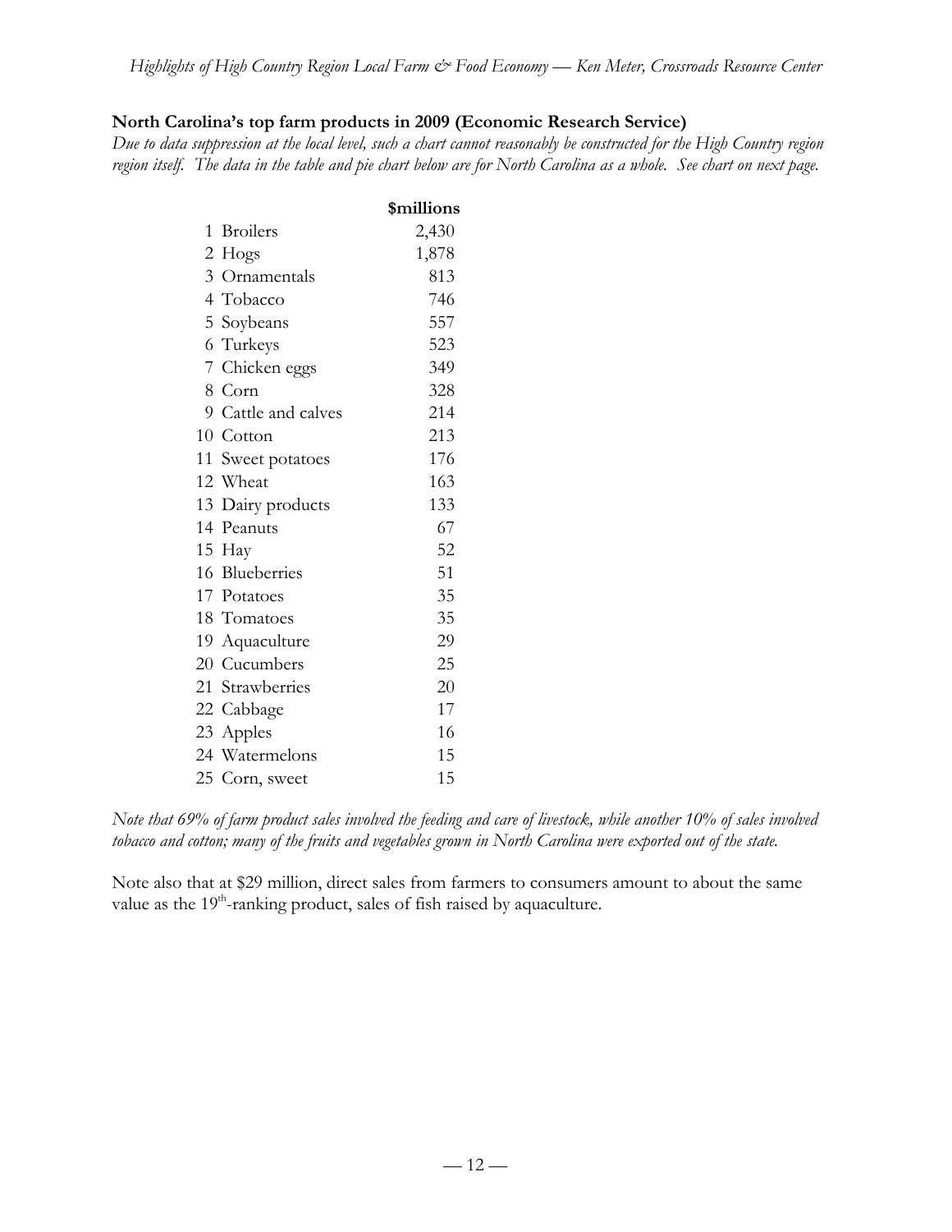**North Carolina's top farm products in 2009 (Economic Research Service)**

*Due to data suppression at the local level, such a chart cannot reasonably be constructed for the High Country region region itself. The data in the table and pie chart below are for North Carolina as a whole. See chart on next page.*

| | | $millions |
|---|---|---|
| 1 | Broilers | 2,430 |
| 2 | Hogs | 1,878 |
| 3 | Ornamentals | 813 |
| 4 | Tobacco | 746 |
| 5 | Soybeans | 557 |
| 6 | Turkeys | 523 |
| 7 | Chicken eggs | 349 |
| 8 | Corn | 328 |
| 9 | Cattle and calves | 214 |
| 10 | Cotton | 213 |
| 11 | Sweet potatoes | 176 |
| 12 | Wheat | 163 |
| 13 | Dairy products | 133 |
| 14 | Peanuts | 67 |
| 15 | Hay | 52 |
| 16 | Blueberries | 51 |
| 17 | Potatoes | 35 |
| 18 | Tomatoes | 35 |
| 19 | Aquaculture | 29 |
| 20 | Cucumbers | 25 |
| 21 | Strawberries | 20 |
| 22 | Cabbage | 17 |
| 23 | Apples | 16 |
| 24 | Watermelons | 15 |
| 25 | Corn, sweet | 15 |

*Note that 69% of farm product sales involved the feeding and care of livestock, while another 10% of sales involved tobacco and cotton; many of the fruits and vegetables grown in North Carolina were exported out of the state.*

Note also that at $29 million, direct sales from farmers to consumers amount to about the same value as the 19th-ranking product, sales of fish raised by aquaculture.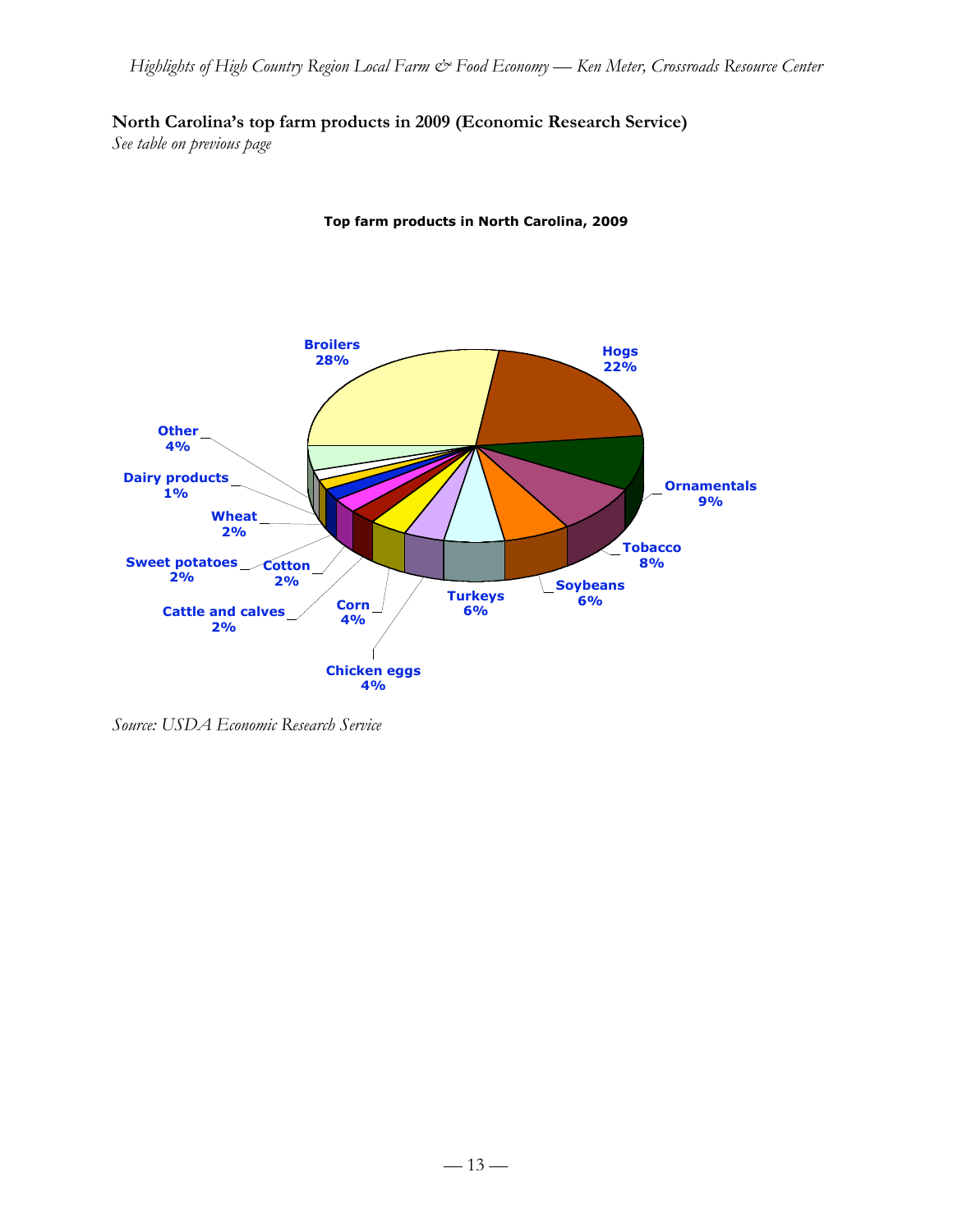**North Carolina's top farm products in 2009 (Economic Research Service)**

*See table on previous page*

**Top farm products in North Carolina, 2009**

Broilers 28%

Hogs 22%

Ornamentals 9%

Tobacco 8%

Soybeans 6%

Turkeys 6%

Chicken eggs 4%

Corn 4%

Cattle and calves 2%

Cotton 2%

Sweet potatoes 2%

Wheat 2%

Dairy products 1%

Other 4%

*Source: USDA Economic Research Service*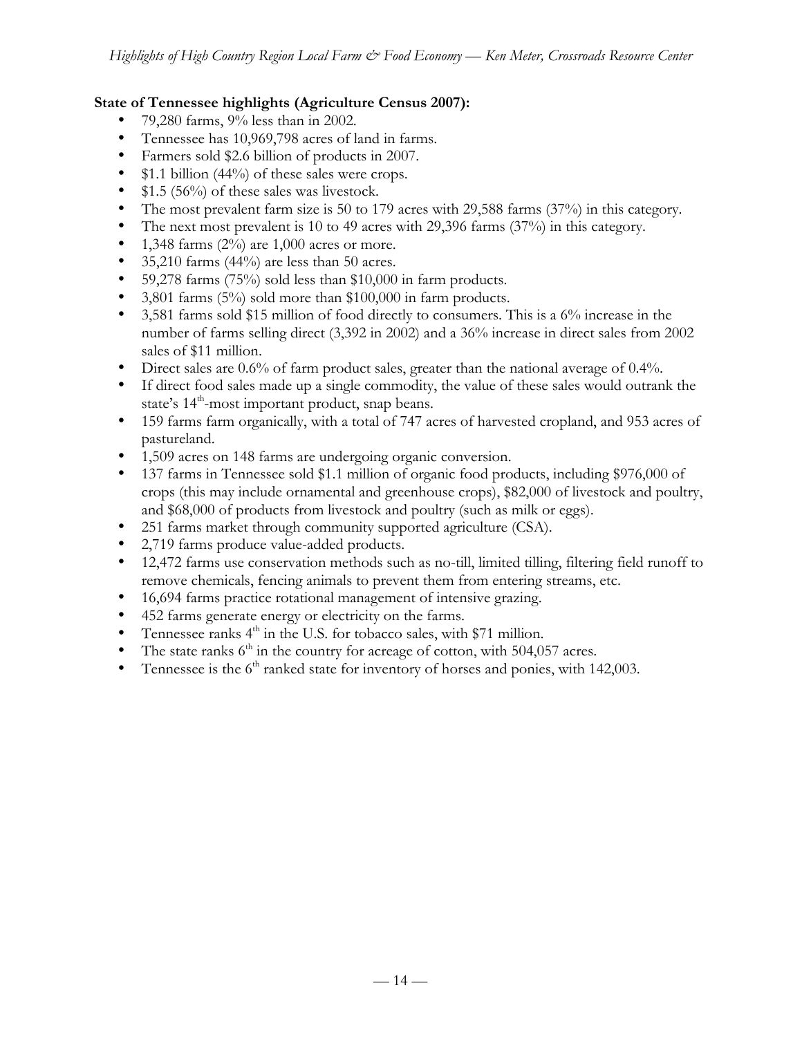**State of Tennessee highlights (Agriculture Census 2007):**

- 79,280 farms, 9% less than in 2002.
- Tennessee has 10,969,798 acres of land in farms.
- Farmers sold $2.6 billion of products in 2007.
- $1.1 billion (44%) of these sales were crops.
- $1.5 (56%) of these sales was livestock.
- The most prevalent farm size is 50 to 179 acres with 29,588 farms (37%) in this category.
- The next most prevalent is 10 to 49 acres with 29,396 farms (37%) in this category.
- 1,348 farms (2%) are 1,000 acres or more.
- 35,210 farms (44%) are less than 50 acres.
- 59,278 farms (75%) sold less than $10,000 in farm products.
- 3,801 farms (5%) sold more than $100,000 in farm products.
- 3,581 farms sold $15 million of food directly to consumers. This is a 6% increase in the number of farms selling direct (3,392 in 2002) and a 36% increase in direct sales from 2002 sales of $11 million.
- Direct sales are 0.6% of farm product sales, greater than the national average of 0.4%.
- If direct food sales made up a single commodity, the value of these sales would outrank the state's 14th-most important product, snap beans.
- 159 farms farm organically, with a total of 747 acres of harvested cropland, and 953 acres of pastureland.
- 1,509 acres on 148 farms are undergoing organic conversion.
- 137 farms in Tennessee sold $1.1 million of organic food products, including $976,000 of crops (this may include ornamental and greenhouse crops), $82,000 of livestock and poultry, and $68,000 of products from livestock and poultry (such as milk or eggs).
- 251 farms market through community supported agriculture (CSA).
- 2,719 farms produce value-added products.
- 12,472 farms use conservation methods such as no-till, limited tilling, filtering field runoff to remove chemicals, fencing animals to prevent them from entering streams, etc.
- 16,694 farms practice rotational management of intensive grazing.
- 452 farms generate energy or electricity on the farms.
- Tennessee ranks 4th in the U.S. for tobacco sales, with $71 million.
- The state ranks 6th in the country for acreage of cotton, with 504,057 acres.
- Tennessee is the 6th ranked state for inventory of horses and ponies, with 142,003.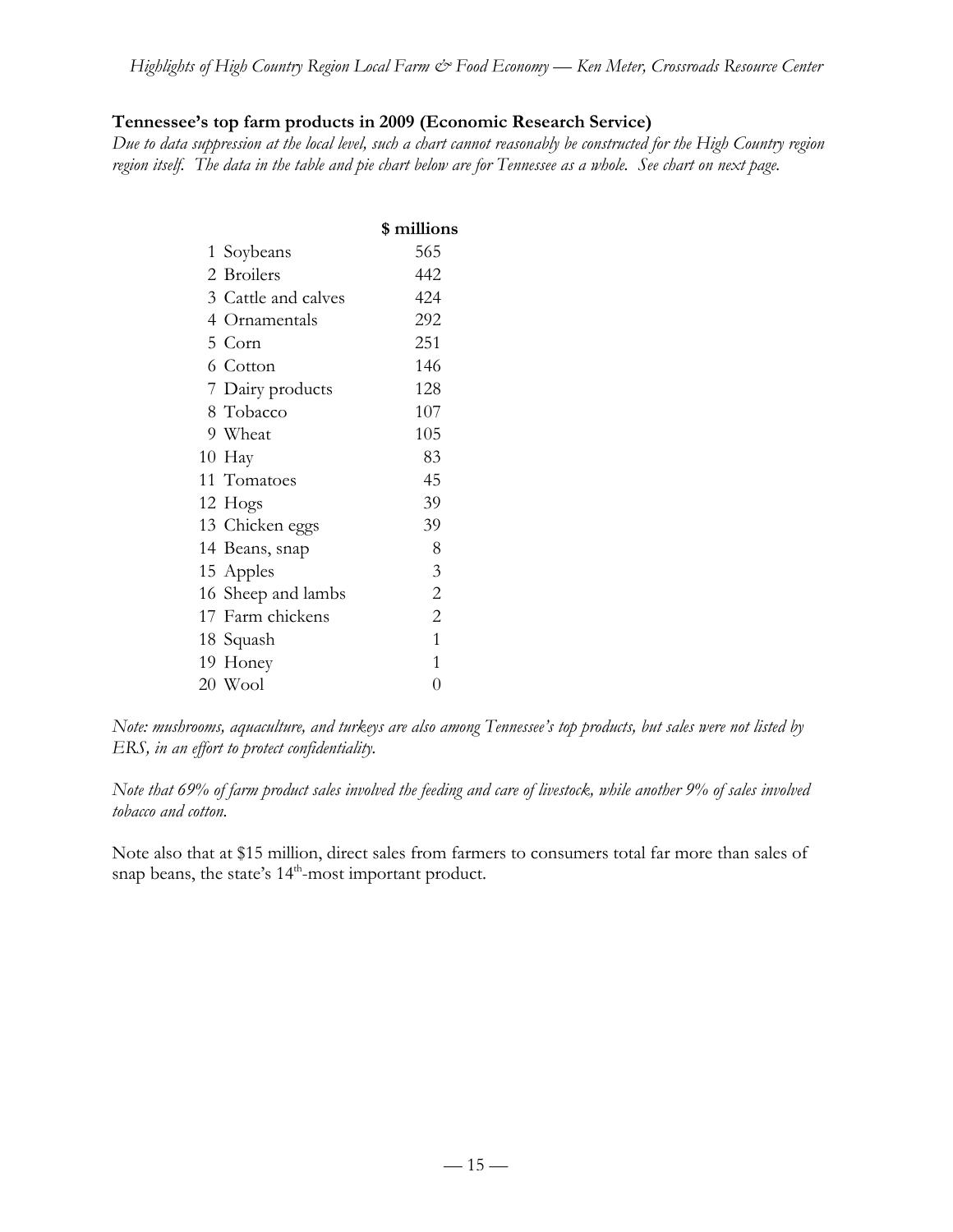**Tennessee's top farm products in 2009 (Economic Research Service)**

*Due to data suppression at the local level, such a chart cannot reasonably be constructed for the High Country region region itself. The data in the table and pie chart below are for Tennessee as a whole. See chart on next page.*

| | | \$ millions |
|---|---|---|
| 1 | Soybeans | 565 |
| 2 | Broilers | 442 |
| 3 | Cattle and calves | 424 |
| 4 | Ornamentals | 292 |
| 5 | Corn | 251 |
| 6 | Cotton | 146 |
| 7 | Dairy products | 128 |
| 8 | Tobacco | 107 |
| 9 | Wheat | 105 |
| 10 | Hay | 83 |
| 11 | Tomatoes | 45 |
| 12 | Hogs | 39 |
| 13 | Chicken eggs | 39 |
| 14 | Beans, snap | 8 |
| 15 | Apples | 3 |
| 16 | Sheep and lambs | 2 |
| 17 | Farm chickens | 2 |
| 18 | Squash | 1 |
| 19 | Honey | 1 |
| 20 | Wool | 0 |

*Note: mushrooms, aquaculture, and turkeys are also among Tennessee's top products, but sales were not listed by ERS, in an effort to protect confidentiality.*

*Note that 69% of farm product sales involved the feeding and care of livestock, while another 9% of sales involved tobacco and cotton.*

Note also that at \$15 million, direct sales from farmers to consumers total far more than sales of snap beans, the state's 14th-most important product.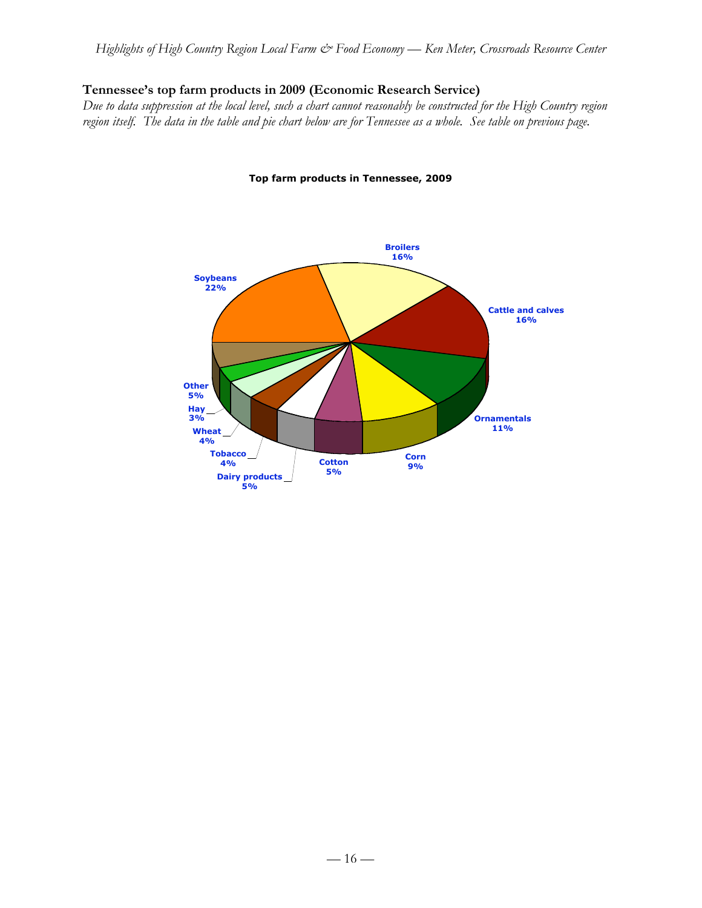## Tennessee's top farm products in 2009 (Economic Research Service)

*Due to data suppression at the local level, such a chart cannot reasonably be constructed for the High Country region region itself. The data in the table and pie chart below are for Tennessee as a whole. See table on previous page.*

**Top farm products in Tennessee, 2009**

Broilers
16%

Soybeans
22%

Cattle and calves
16%

Ornamentals
11%

Corn
9%

Cotton
5%

Dairy products
5%

Tobacco
4%

Wheat
4%

Hay
3%

Other
5%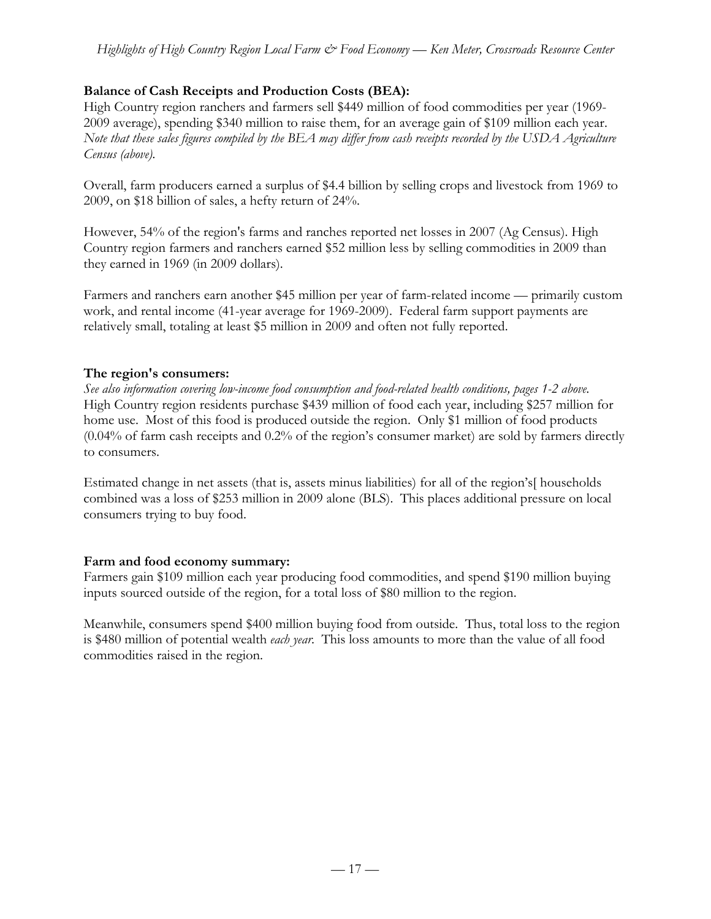**Balance of Cash Receipts and Production Costs (BEA):**
High Country region ranchers and farmers sell $449 million of food commodities per year (1969-2009 average), spending $340 million to raise them, for an average gain of $109 million each year. *Note that these sales figures compiled by the BEA may differ from cash receipts recorded by the USDA Agriculture Census (above).*

Overall, farm producers earned a surplus of $4.4 billion by selling crops and livestock from 1969 to 2009, on $18 billion of sales, a hefty return of 24%.

However, 54% of the region's farms and ranches reported net losses in 2007 (Ag Census). High Country region farmers and ranchers earned $52 million less by selling commodities in 2009 than they earned in 1969 (in 2009 dollars).

Farmers and ranchers earn another $45 million per year of farm-related income — primarily custom work, and rental income (41-year average for 1969-2009). Federal farm support payments are relatively small, totaling at least $5 million in 2009 and often not fully reported.

**The region's consumers:**
*See also information covering low-income food consumption and food-related health conditions, pages 1-2 above.* High Country region residents purchase $439 million of food each year, including $257 million for home use. Most of this food is produced outside the region. Only $1 million of food products (0.04% of farm cash receipts and 0.2% of the region's consumer market) are sold by farmers directly to consumers.

Estimated change in net assets (that is, assets minus liabilities) for all of the region's[ households combined was a loss of $253 million in 2009 alone (BLS). This places additional pressure on local consumers trying to buy food.

**Farm and food economy summary:**
Farmers gain $109 million each year producing food commodities, and spend $190 million buying inputs sourced outside of the region, for a total loss of $80 million to the region.

Meanwhile, consumers spend $400 million buying food from outside. Thus, total loss to the region is $480 million of potential wealth *each year.* This loss amounts to more than the value of all food commodities raised in the region.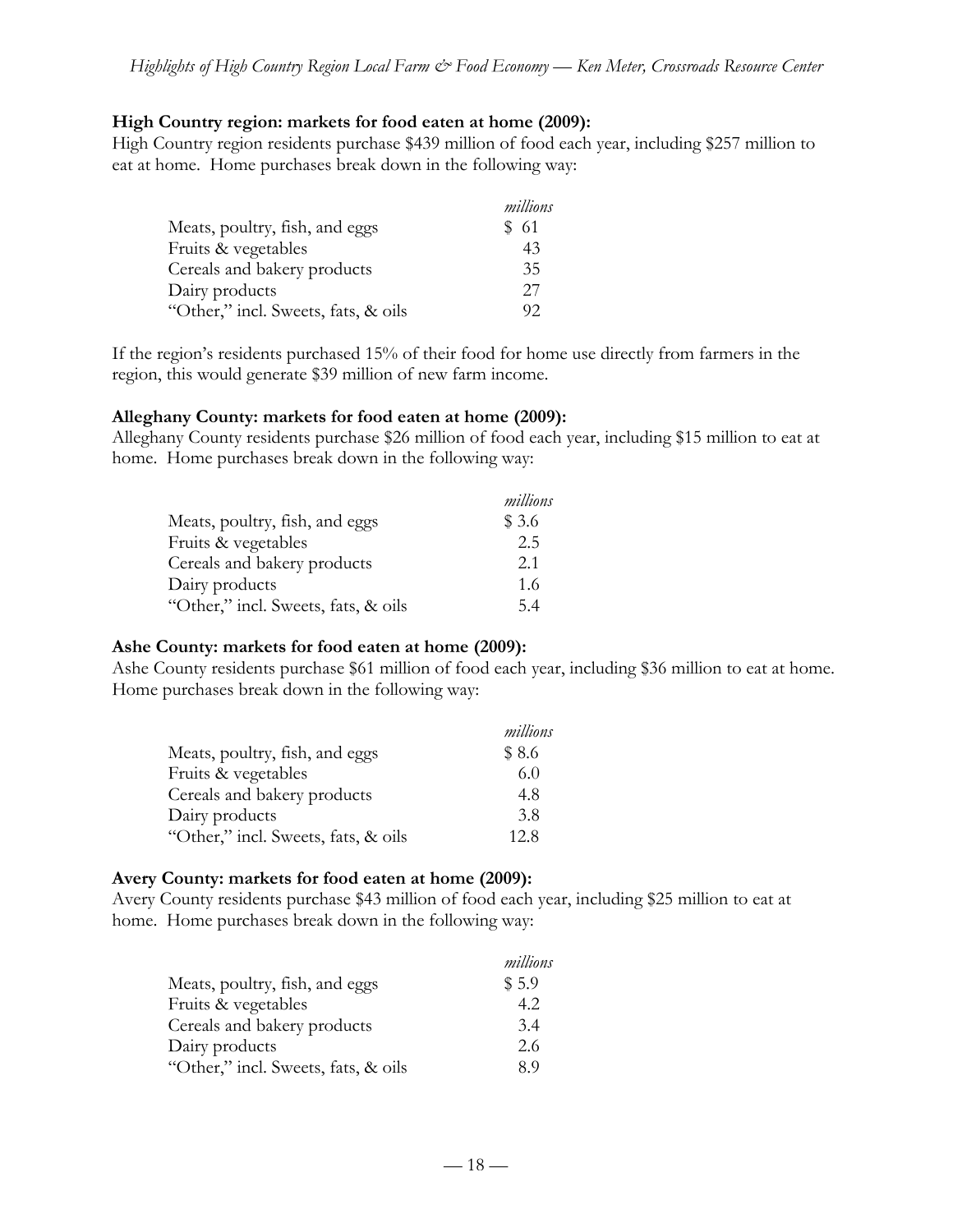**High Country region: markets for food eaten at home (2009):**

High Country region residents purchase $439 million of food each year, including $257 million to eat at home. Home purchases break down in the following way:

| | *millions* |
|---|---|
| Meats, poultry, fish, and eggs | $ 61 |
| Fruits & vegetables | 43 |
| Cereals and bakery products | 35 |
| Dairy products | 27 |
| "Other," incl. Sweets, fats, & oils | 92 |

If the region's residents purchased 15% of their food for home use directly from farmers in the region, this would generate $39 million of new farm income.

**Alleghany County: markets for food eaten at home (2009):**

Alleghany County residents purchase $26 million of food each year, including $15 million to eat at home. Home purchases break down in the following way:

| | *millions* |
|---|---|
| Meats, poultry, fish, and eggs | $ 3.6 |
| Fruits & vegetables | 2.5 |
| Cereals and bakery products | 2.1 |
| Dairy products | 1.6 |
| "Other," incl. Sweets, fats, & oils | 5.4 |

**Ashe County: markets for food eaten at home (2009):**

Ashe County residents purchase $61 million of food each year, including $36 million to eat at home. Home purchases break down in the following way:

| | *millions* |
|---|---|
| Meats, poultry, fish, and eggs | $ 8.6 |
| Fruits & vegetables | 6.0 |
| Cereals and bakery products | 4.8 |
| Dairy products | 3.8 |
| "Other," incl. Sweets, fats, & oils | 12.8 |

**Avery County: markets for food eaten at home (2009):**

Avery County residents purchase $43 million of food each year, including $25 million to eat at home. Home purchases break down in the following way:

| | *millions* |
|---|---|
| Meats, poultry, fish, and eggs | $ 5.9 |
| Fruits & vegetables | 4.2 |
| Cereals and bakery products | 3.4 |
| Dairy products | 2.6 |
| "Other," incl. Sweets, fats, & oils | 8.9 |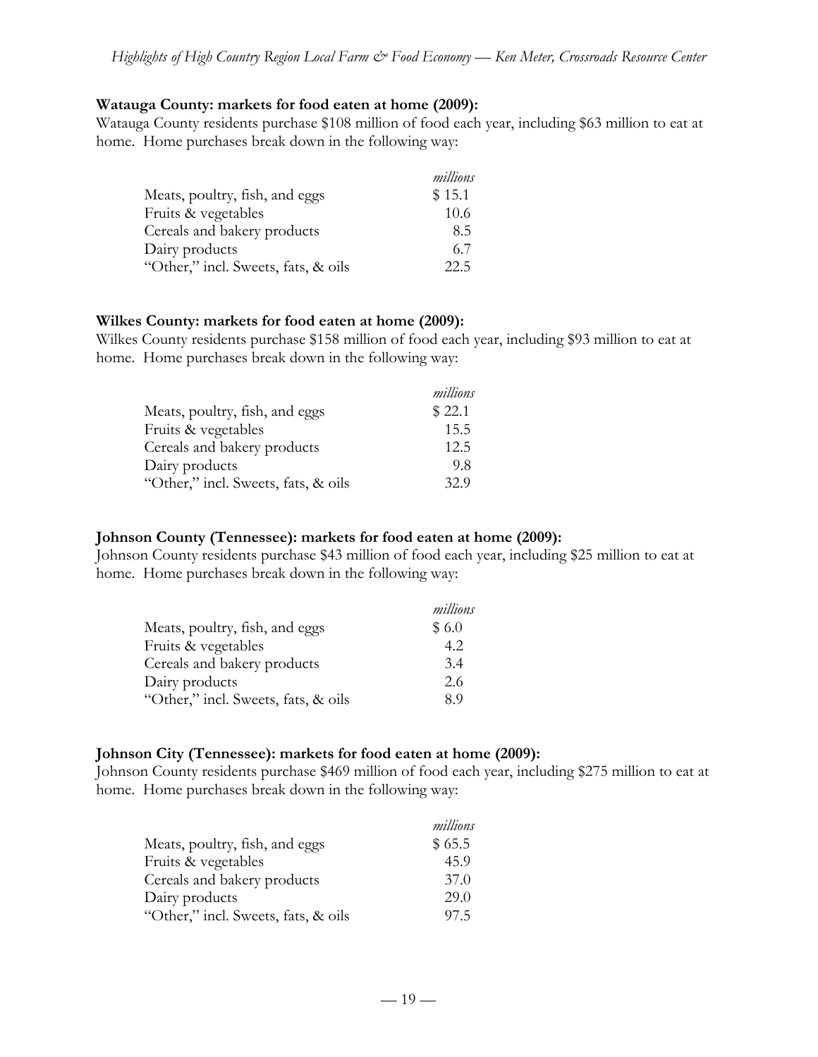**Watauga County: markets for food eaten at home (2009):**

Watauga County residents purchase $108 million of food each year, including $63 million to eat at home. Home purchases break down in the following way:

| | *millions* |
|---|---|
| Meats, poultry, fish, and eggs | $ 15.1 |
| Fruits & vegetables | 10.6 |
| Cereals and bakery products | 8.5 |
| Dairy products | 6.7 |
| "Other," incl. Sweets, fats, & oils | 22.5 |

**Wilkes County: markets for food eaten at home (2009):**

Wilkes County residents purchase $158 million of food each year, including $93 million to eat at home. Home purchases break down in the following way:

| | *millions* |
|---|---|
| Meats, poultry, fish, and eggs | $ 22.1 |
| Fruits & vegetables | 15.5 |
| Cereals and bakery products | 12.5 |
| Dairy products | 9.8 |
| "Other," incl. Sweets, fats, & oils | 32.9 |

**Johnson County (Tennessee): markets for food eaten at home (2009):**

Johnson County residents purchase $43 million of food each year, including $25 million to eat at home. Home purchases break down in the following way:

| | *millions* |
|---|---|
| Meats, poultry, fish, and eggs | $ 6.0 |
| Fruits & vegetables | 4.2 |
| Cereals and bakery products | 3.4 |
| Dairy products | 2.6 |
| "Other," incl. Sweets, fats, & oils | 8.9 |

**Johnson City (Tennessee): markets for food eaten at home (2009):**

Johnson County residents purchase $469 million of food each year, including $275 million to eat at home. Home purchases break down in the following way:

| | *millions* |
|---|---|
| Meats, poultry, fish, and eggs | $ 65.5 |
| Fruits & vegetables | 45.9 |
| Cereals and bakery products | 37.0 |
| Dairy products | 29.0 |
| "Other," incl. Sweets, fats, & oils | 97.5 |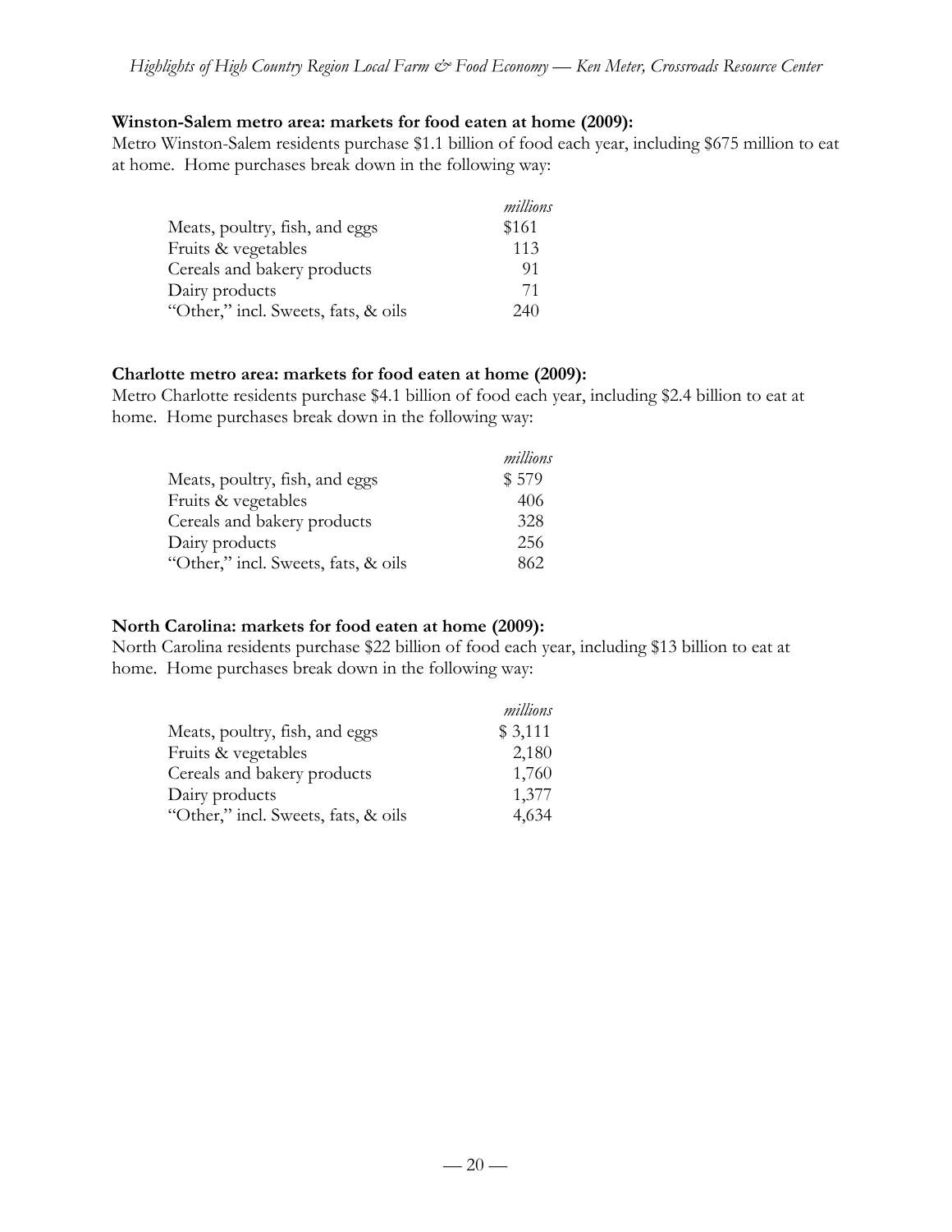**Winston-Salem metro area: markets for food eaten at home (2009):**

Metro Winston-Salem residents purchase $1.1 billion of food each year, including $675 million to eat at home. Home purchases break down in the following way:

| | *millions* |
|---|---|
| Meats, poultry, fish, and eggs | $161 |
| Fruits & vegetables | 113 |
| Cereals and bakery products | 91 |
| Dairy products | 71 |
| "Other," incl. Sweets, fats, & oils | 240 |

**Charlotte metro area: markets for food eaten at home (2009):**

Metro Charlotte residents purchase $4.1 billion of food each year, including $2.4 billion to eat at home. Home purchases break down in the following way:

| | *millions* |
|---|---|
| Meats, poultry, fish, and eggs | $ 579 |
| Fruits & vegetables | 406 |
| Cereals and bakery products | 328 |
| Dairy products | 256 |
| "Other," incl. Sweets, fats, & oils | 862 |

**North Carolina: markets for food eaten at home (2009):**

North Carolina residents purchase $22 billion of food each year, including $13 billion to eat at home. Home purchases break down in the following way:

| | *millions* |
|---|---|
| Meats, poultry, fish, and eggs | $ 3,111 |
| Fruits & vegetables | 2,180 |
| Cereals and bakery products | 1,760 |
| Dairy products | 1,377 |
| "Other," incl. Sweets, fats, & oils | 4,634 |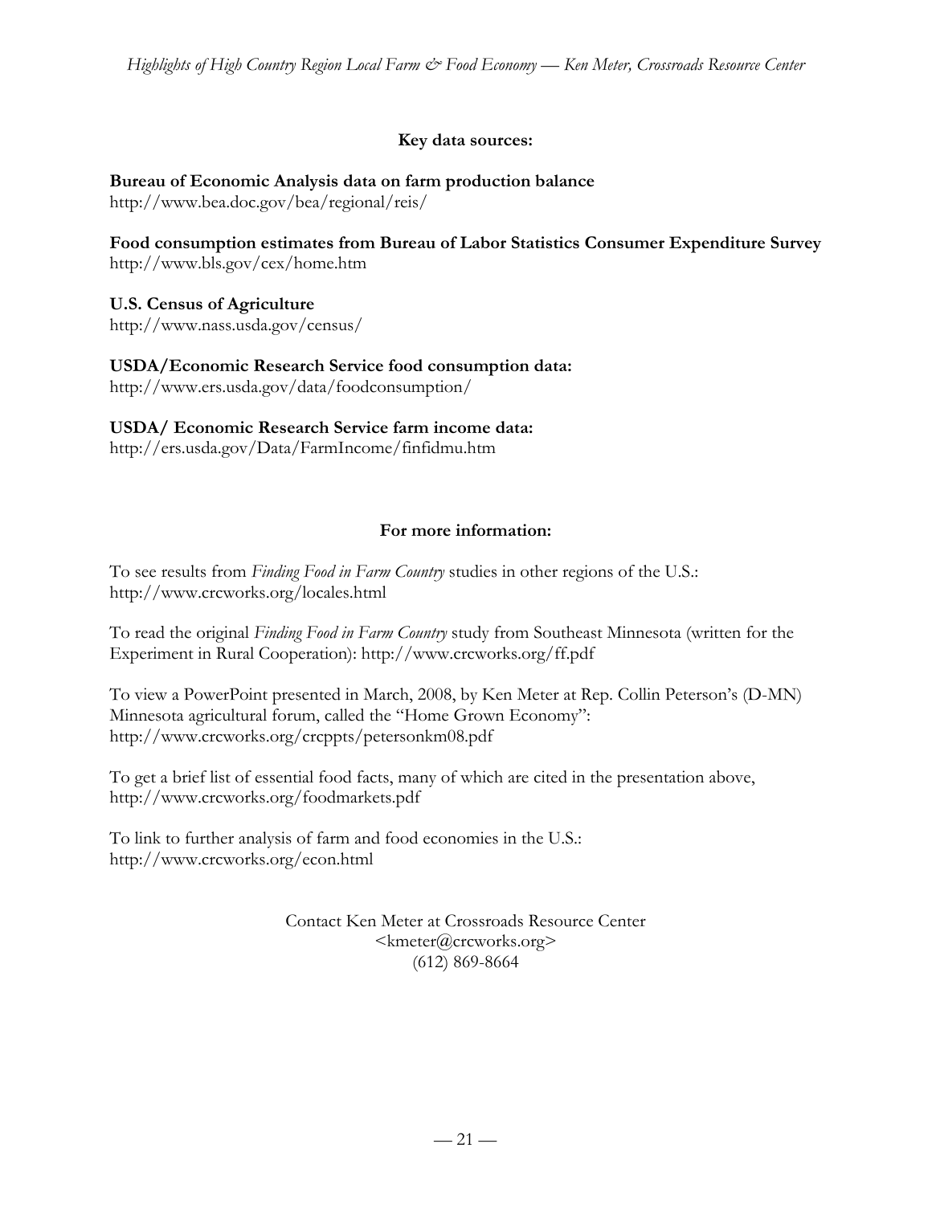### Key data sources:

**Bureau of Economic Analysis data on farm production balance**
http://www.bea.doc.gov/bea/regional/reis/

**Food consumption estimates from Bureau of Labor Statistics Consumer Expenditure Survey**
http://www.bls.gov/cex/home.htm

**U.S. Census of Agriculture**
http://www.nass.usda.gov/census/

**USDA/Economic Research Service food consumption data:**
http://www.ers.usda.gov/data/foodconsumption/

**USDA/ Economic Research Service farm income data:**
http://ers.usda.gov/Data/FarmIncome/finfidmu.htm

### For more information:

To see results from *Finding Food in Farm Country* studies in other regions of the U.S.:
http://www.crcworks.org/locales.html

To read the original *Finding Food in Farm Country* study from Southeast Minnesota (written for the Experiment in Rural Cooperation): http://www.crcworks.org/ff.pdf

To view a PowerPoint presented in March, 2008, by Ken Meter at Rep. Collin Peterson's (D-MN) Minnesota agricultural forum, called the "Home Grown Economy":
http://www.crcworks.org/crcppts/petersonkm08.pdf

To get a brief list of essential food facts, many of which are cited in the presentation above,
http://www.crcworks.org/foodmarkets.pdf

To link to further analysis of farm and food economies in the U.S.:
http://www.crcworks.org/econ.html

Contact Ken Meter at Crossroads Resource Center
<kmeter@crcworks.org>
(612) 869-8664